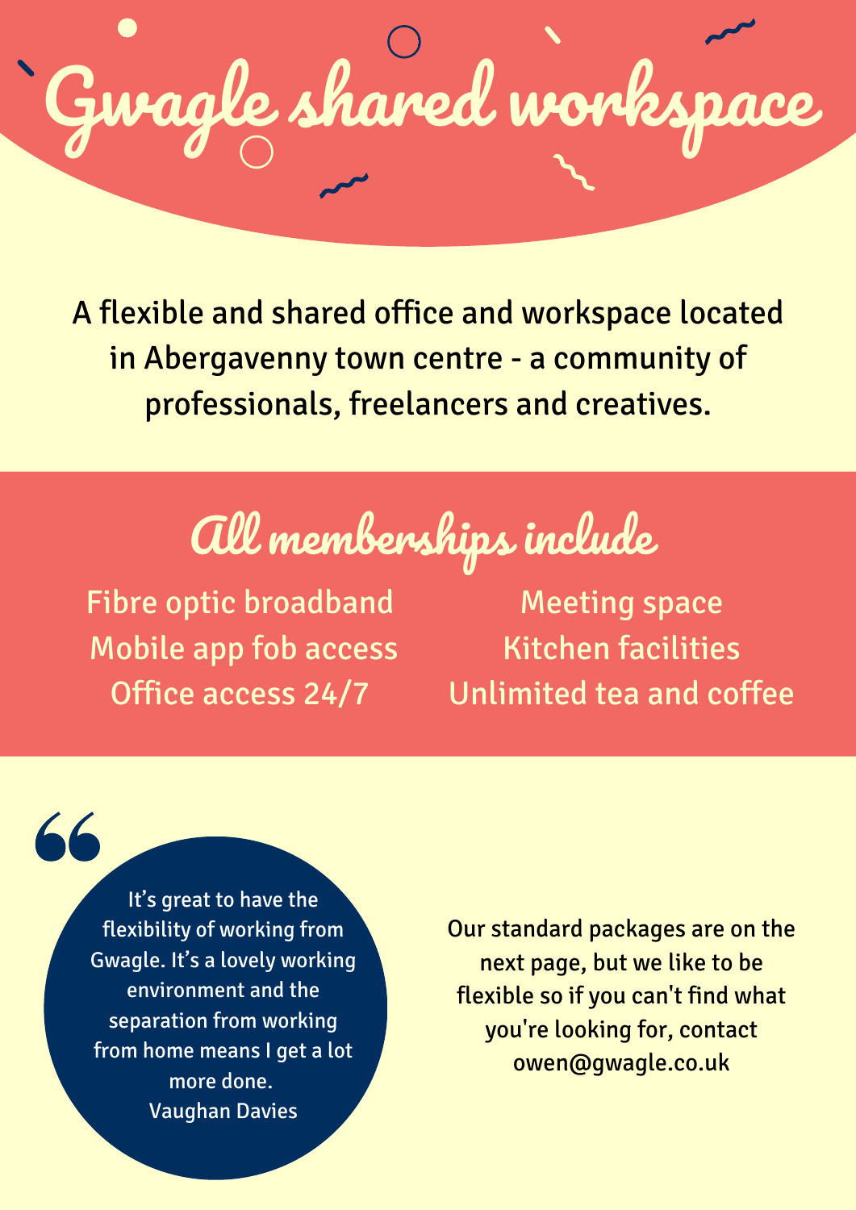# Gwagle shared workspace

A flexible and shared office and workspace located in Abergavenny town centre - a community of professionals, freelancers and creatives.

## All memberships include

- Fibre optic broadband
- Mobile app fob access
- Office access 24/7
- Meeting space
- Kitchen facilities
- Unlimited tea and coffee

> It's great to have the flexibility of working from Gwagle. It's a lovely working environment and the separation from working from home means I get a lot more done.
>
> Vaughan Davies

Our standard packages are on the next page, but we like to be flexible so if you can't find what you're looking for, contact owen@gwagle.co.uk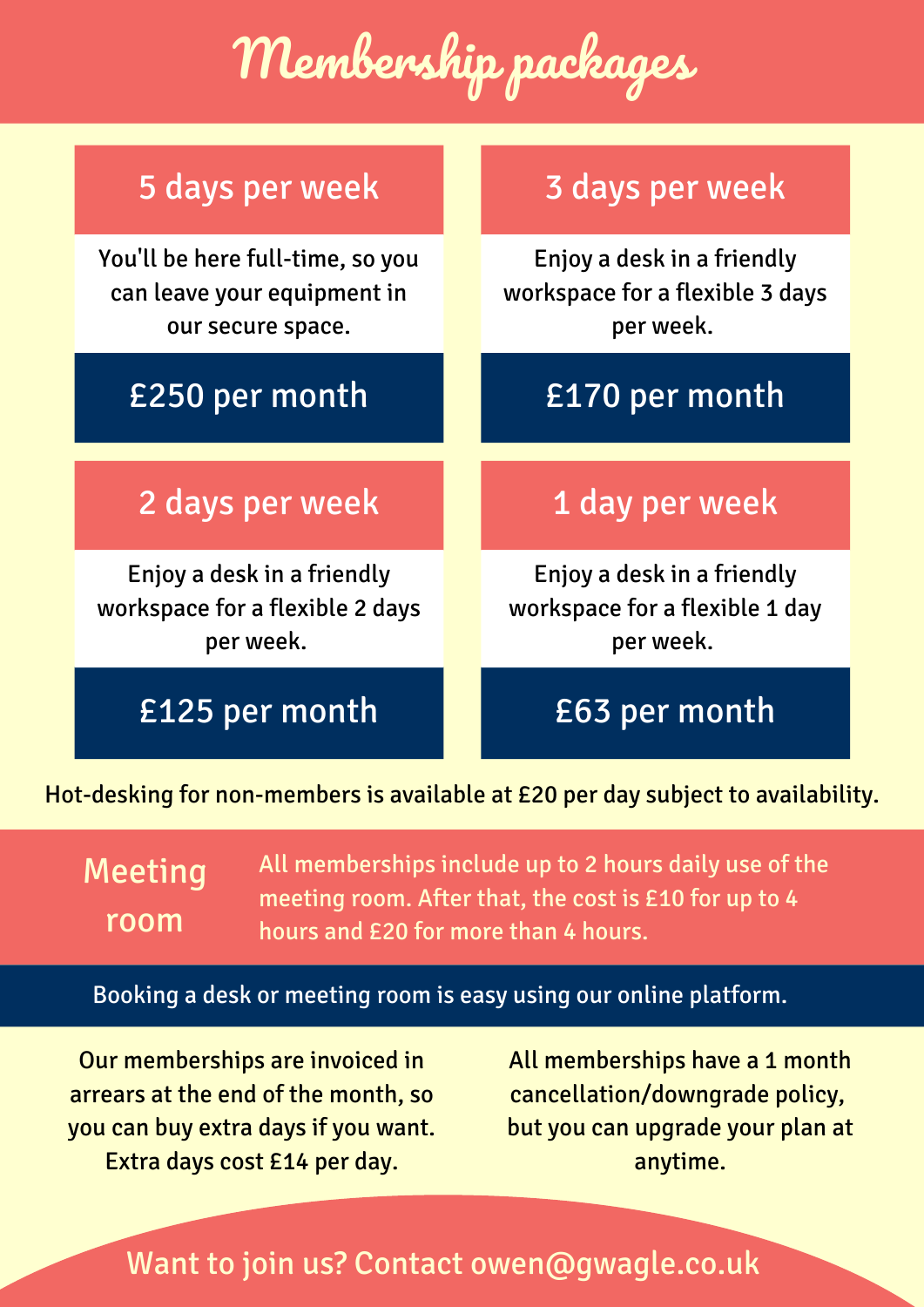# Membership packages

## 5 days per week

You'll be here full-time, so you can leave your equipment in our secure space.

**£250 per month**

## 3 days per week

Enjoy a desk in a friendly workspace for a flexible 3 days per week.

**£170 per month**

## 2 days per week

Enjoy a desk in a friendly workspace for a flexible 2 days per week.

**£125 per month**

## 1 day per week

Enjoy a desk in a friendly workspace for a flexible 1 day per week.

**£63 per month**

Hot-desking for non-members is available at £20 per day subject to availability.

## Meeting room

All memberships include up to 2 hours daily use of the meeting room. After that, the cost is £10 for up to 4 hours and £20 for more than 4 hours.

Booking a desk or meeting room is easy using our online platform.

Our memberships are invoiced in arrears at the end of the month, so you can buy extra days if you want. Extra days cost £14 per day.

All memberships have a 1 month cancellation/downgrade policy, but you can upgrade your plan at anytime.

Want to join us? Contact owen@gwagle.co.uk